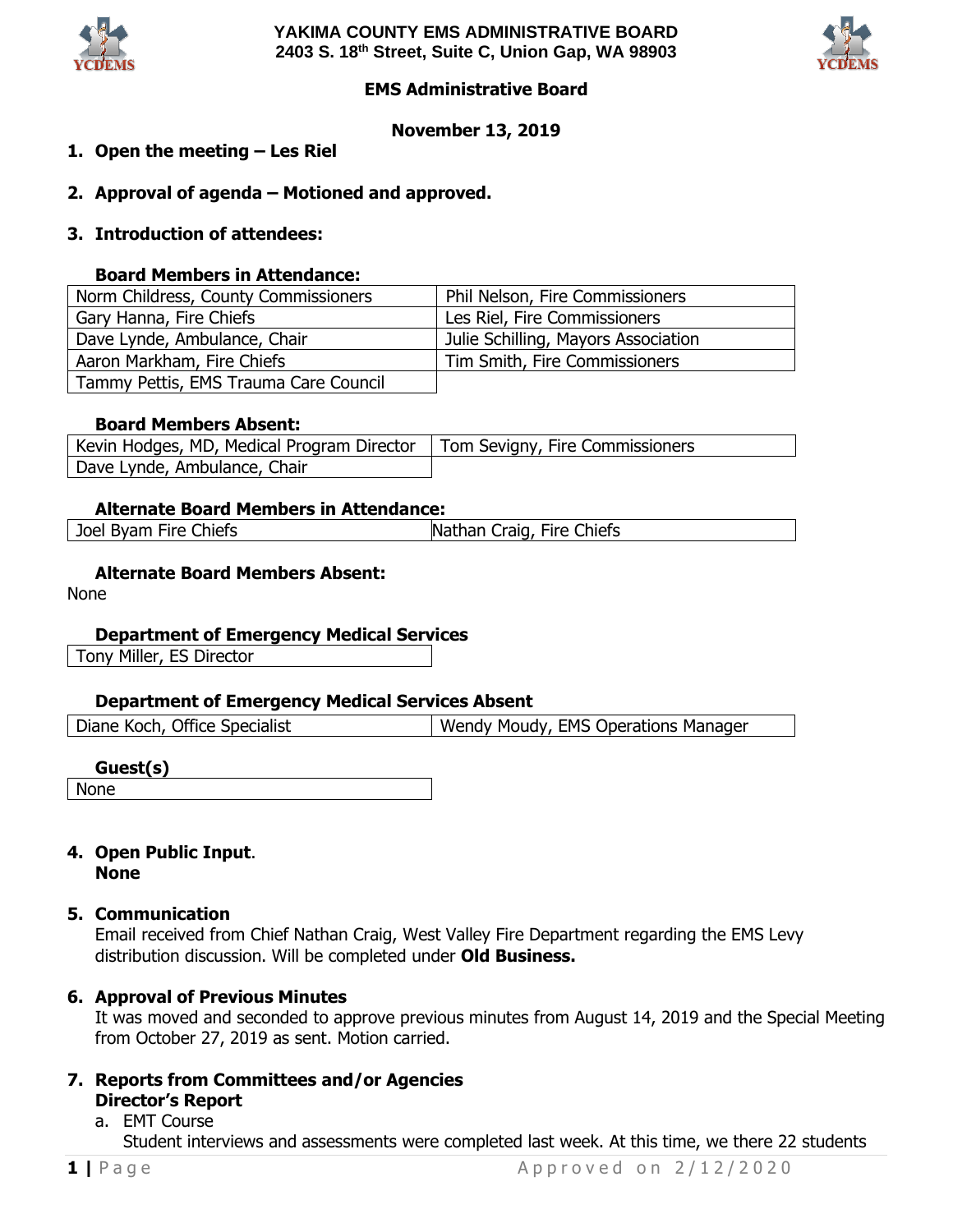# YAKIMA COUNTY EMS ADMINISTRATIVE BOARD
**2403 S. 18th Street, Suite C, Union Gap, WA 98903**

## EMS Administrative Board

**November 13, 2019**

1. **Open the meeting – Les Riel**

2. **Approval of agenda – Motioned and approved.**

3. **Introduction of attendees:**

**Board Members in Attendance:**

| | |
|---|---|
| Norm Childress, County Commissioners | Phil Nelson, Fire Commissioners |
| Gary Hanna, Fire Chiefs | Les Riel, Fire Commissioners |
| Dave Lynde, Ambulance, Chair | Julie Schilling, Mayors Association |
| Aaron Markham, Fire Chiefs | Tim Smith, Fire Commissioners |
| Tammy Pettis, EMS Trauma Care Council | |

**Board Members Absent:**

| | |
|---|---|
| Kevin Hodges, MD, Medical Program Director | Tom Sevigny, Fire Commissioners |
| Dave Lynde, Ambulance, Chair | |

**Alternate Board Members in Attendance:**

| | |
|---|---|
| Joel Byam Fire Chiefs | Nathan Craig, Fire Chiefs |

**Alternate Board Members Absent:**

None

**Department of Emergency Medical Services**

| |
|---|
| Tony Miller, ES Director |

**Department of Emergency Medical Services Absent**

| | |
|---|---|
| Diane Koch, Office Specialist | Wendy Moudy, EMS Operations Manager |

**Guest(s)**

| |
|---|
| None |

4. **Open Public Input.**
   **None**

5. **Communication**
   Email received from Chief Nathan Craig, West Valley Fire Department regarding the EMS Levy distribution discussion. Will be completed under **Old Business.**

6. **Approval of Previous Minutes**
   It was moved and seconded to approve previous minutes from August 14, 2019 and the Special Meeting from October 27, 2019 as sent. Motion carried.

7. **Reports from Committees and/or Agencies**
   **Director's Report**
   a. EMT Course
   Student interviews and assessments were completed last week. At this time, we there 22 students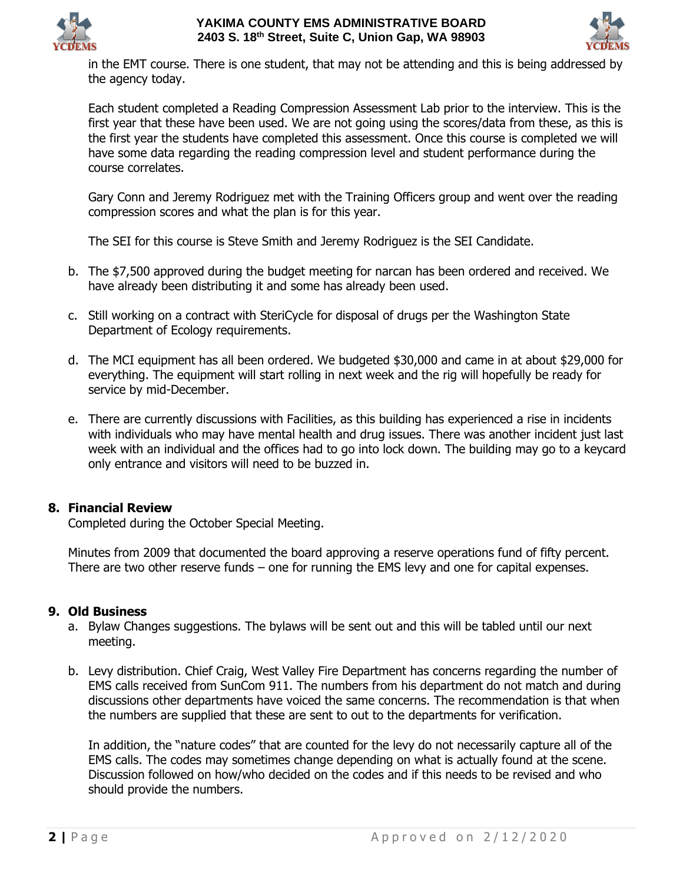in the EMT course. There is one student, that may not be attending and this is being addressed by the agency today.

Each student completed a Reading Compression Assessment Lab prior to the interview. This is the first year that these have been used. We are not going using the scores/data from these, as this is the first year the students have completed this assessment. Once this course is completed we will have some data regarding the reading compression level and student performance during the course correlates.

Gary Conn and Jeremy Rodriguez met with the Training Officers group and went over the reading compression scores and what the plan is for this year.

The SEI for this course is Steve Smith and Jeremy Rodriguez is the SEI Candidate.

b. The $7,500 approved during the budget meeting for narcan has been ordered and received. We have already been distributing it and some has already been used.

c. Still working on a contract with SteriCycle for disposal of drugs per the Washington State Department of Ecology requirements.

d. The MCI equipment has all been ordered. We budgeted $30,000 and came in at about $29,000 for everything. The equipment will start rolling in next week and the rig will hopefully be ready for service by mid-December.

e. There are currently discussions with Facilities, as this building has experienced a rise in incidents with individuals who may have mental health and drug issues. There was another incident just last week with an individual and the offices had to go into lock down. The building may go to a keycard only entrance and visitors will need to be buzzed in.

## 8. Financial Review

Completed during the October Special Meeting.

Minutes from 2009 that documented the board approving a reserve operations fund of fifty percent. There are two other reserve funds – one for running the EMS levy and one for capital expenses.

## 9. Old Business

a. Bylaw Changes suggestions. The bylaws will be sent out and this will be tabled until our next meeting.

b. Levy distribution. Chief Craig, West Valley Fire Department has concerns regarding the number of EMS calls received from SunCom 911. The numbers from his department do not match and during discussions other departments have voiced the same concerns. The recommendation is that when the numbers are supplied that these are sent to out to the departments for verification.

In addition, the "nature codes" that are counted for the levy do not necessarily capture all of the EMS calls. The codes may sometimes change depending on what is actually found at the scene. Discussion followed on how/who decided on the codes and if this needs to be revised and who should provide the numbers.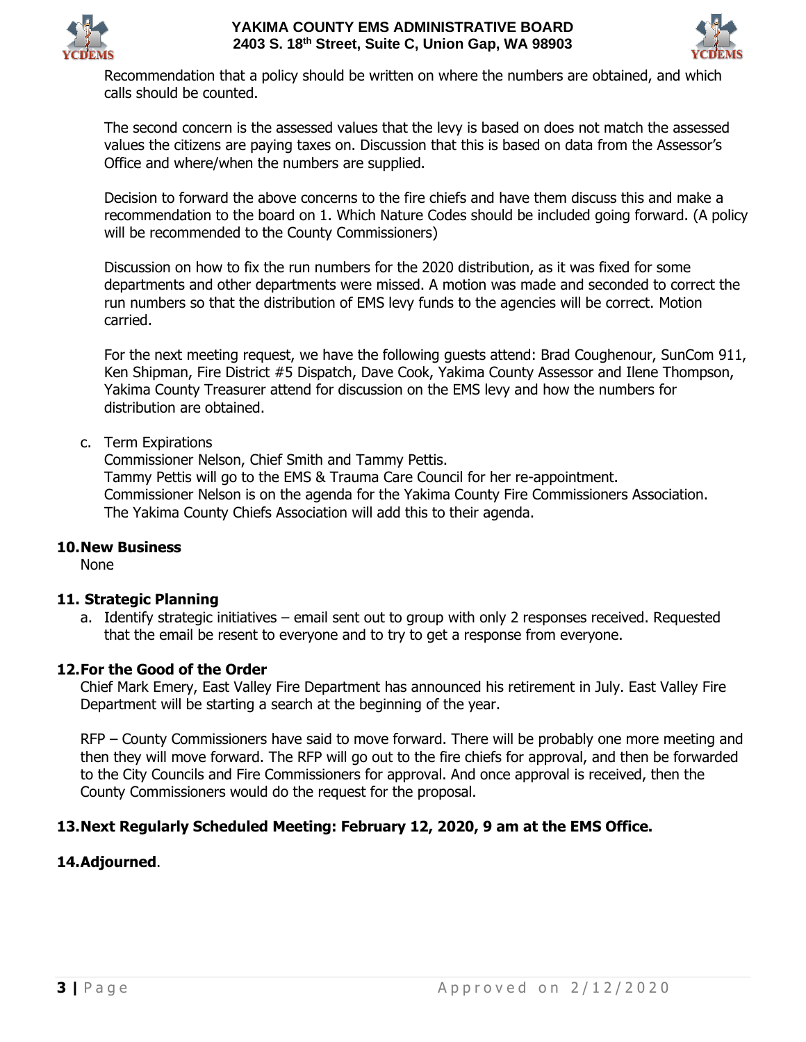Recommendation that a policy should be written on where the numbers are obtained, and which calls should be counted.

The second concern is the assessed values that the levy is based on does not match the assessed values the citizens are paying taxes on. Discussion that this is based on data from the Assessor's Office and where/when the numbers are supplied.

Decision to forward the above concerns to the fire chiefs and have them discuss this and make a recommendation to the board on 1. Which Nature Codes should be included going forward. (A policy will be recommended to the County Commissioners)

Discussion on how to fix the run numbers for the 2020 distribution, as it was fixed for some departments and other departments were missed. A motion was made and seconded to correct the run numbers so that the distribution of EMS levy funds to the agencies will be correct. Motion carried.

For the next meeting request, we have the following guests attend: Brad Coughenour, SunCom 911, Ken Shipman, Fire District #5 Dispatch, Dave Cook, Yakima County Assessor and Ilene Thompson, Yakima County Treasurer attend for discussion on the EMS levy and how the numbers for distribution are obtained.

c. Term Expirations
   Commissioner Nelson, Chief Smith and Tammy Pettis.
   Tammy Pettis will go to the EMS & Trauma Care Council for her re-appointment.
   Commissioner Nelson is on the agenda for the Yakima County Fire Commissioners Association.
   The Yakima County Chiefs Association will add this to their agenda.

**10. New Business**

None

**11. Strategic Planning**

a. Identify strategic initiatives – email sent out to group with only 2 responses received. Requested that the email be resent to everyone and to try to get a response from everyone.

**12. For the Good of the Order**

Chief Mark Emery, East Valley Fire Department has announced his retirement in July. East Valley Fire Department will be starting a search at the beginning of the year.

RFP – County Commissioners have said to move forward. There will be probably one more meeting and then they will move forward. The RFP will go out to the fire chiefs for approval, and then be forwarded to the City Councils and Fire Commissioners for approval. And once approval is received, then the County Commissioners would do the request for the proposal.

**13. Next Regularly Scheduled Meeting: February 12, 2020, 9 am at the EMS Office.**

**14. Adjourned**.

Approved on 2/12/2020